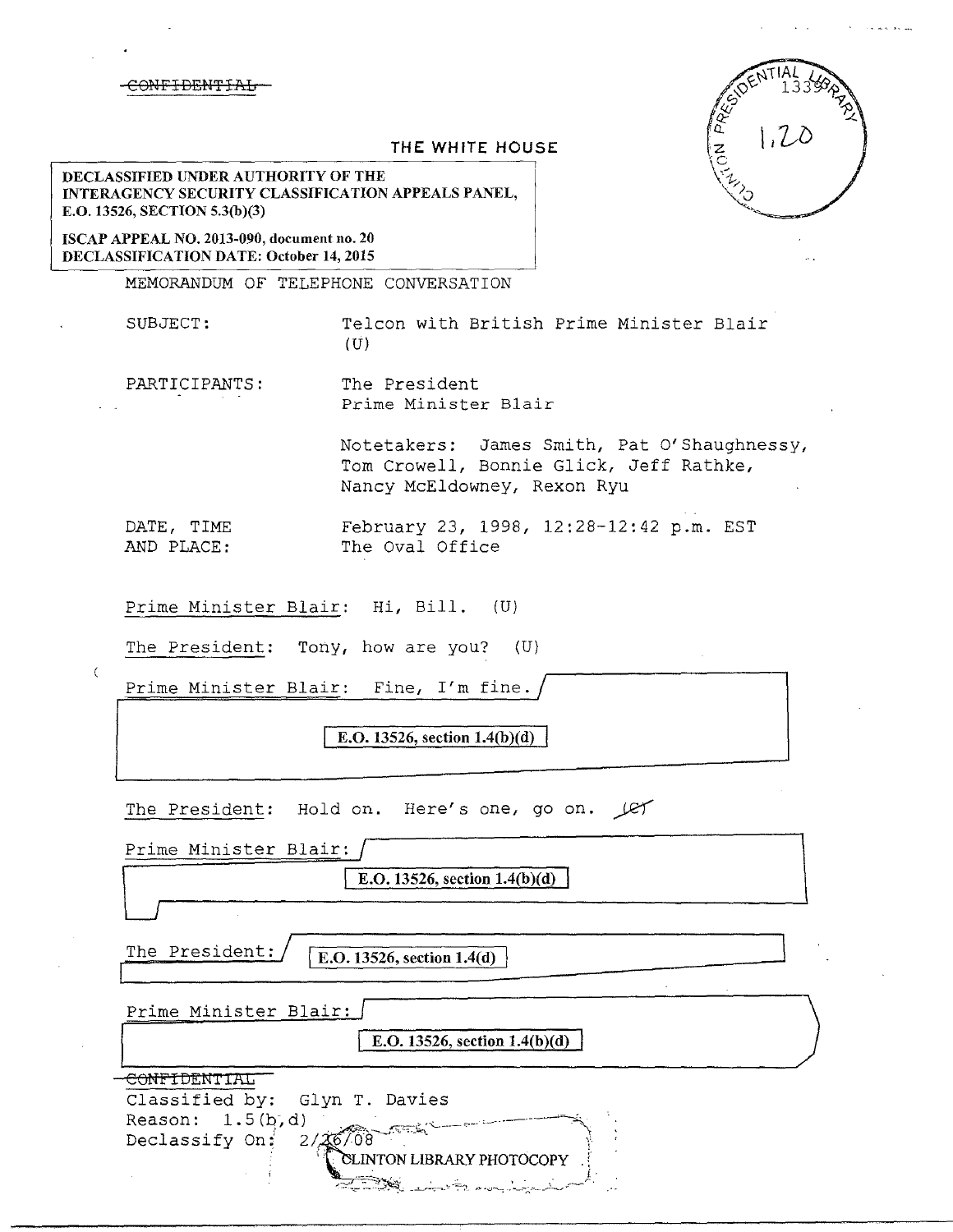~~CONFIDENTIAL~~

THE WHITE HOUSE

**DECLASSIFIED UNDER AUTHORITY OF THE INTERAGENCY SECURITY CLASSIFICATION APPEALS PANEL, E.O. 13526, SECTION 5.3(b)(3)**

**ISCAP APPEAL NO. 2013-090, document no. 20**
**DECLASSIFICATION DATE: October 14, 2015**

CLINTON PRESIDENTIAL LIBRARY 1339 1,20

MEMORANDUM OF TELEPHONE CONVERSATION

SUBJECT: Telcon with British Prime Minister Blair (U)

PARTICIPANTS: The President
Prime Minister Blair

Notetakers: James Smith, Pat O'Shaughnessy, Tom Crowell, Bonnie Glick, Jeff Rathke, Nancy McEldowney, Rexon Ryu

DATE, TIME AND PLACE: February 23, 1998, 12:28-12:42 p.m. EST
The Oval Office

Prime Minister Blair: Hi, Bill. (U)

The President: Tony, how are you? (U)

Prime Minister Blair: Fine, I'm fine.

**E.O. 13526, section 1.4(b)(d)**

The President: Hold on. Here's one, go on. ~~(C)~~

Prime Minister Blair:

**E.O. 13526, section 1.4(b)(d)**

The President:

**E.O. 13526, section 1.4(d)**

Prime Minister Blair:

**E.O. 13526, section 1.4(b)(d)**

~~CONFIDENTIAL~~
Classified by: Glyn T. Davies
Reason: 1.5(b,d)
Declassify On: 2/26/08

CLINTON LIBRARY PHOTOCOPY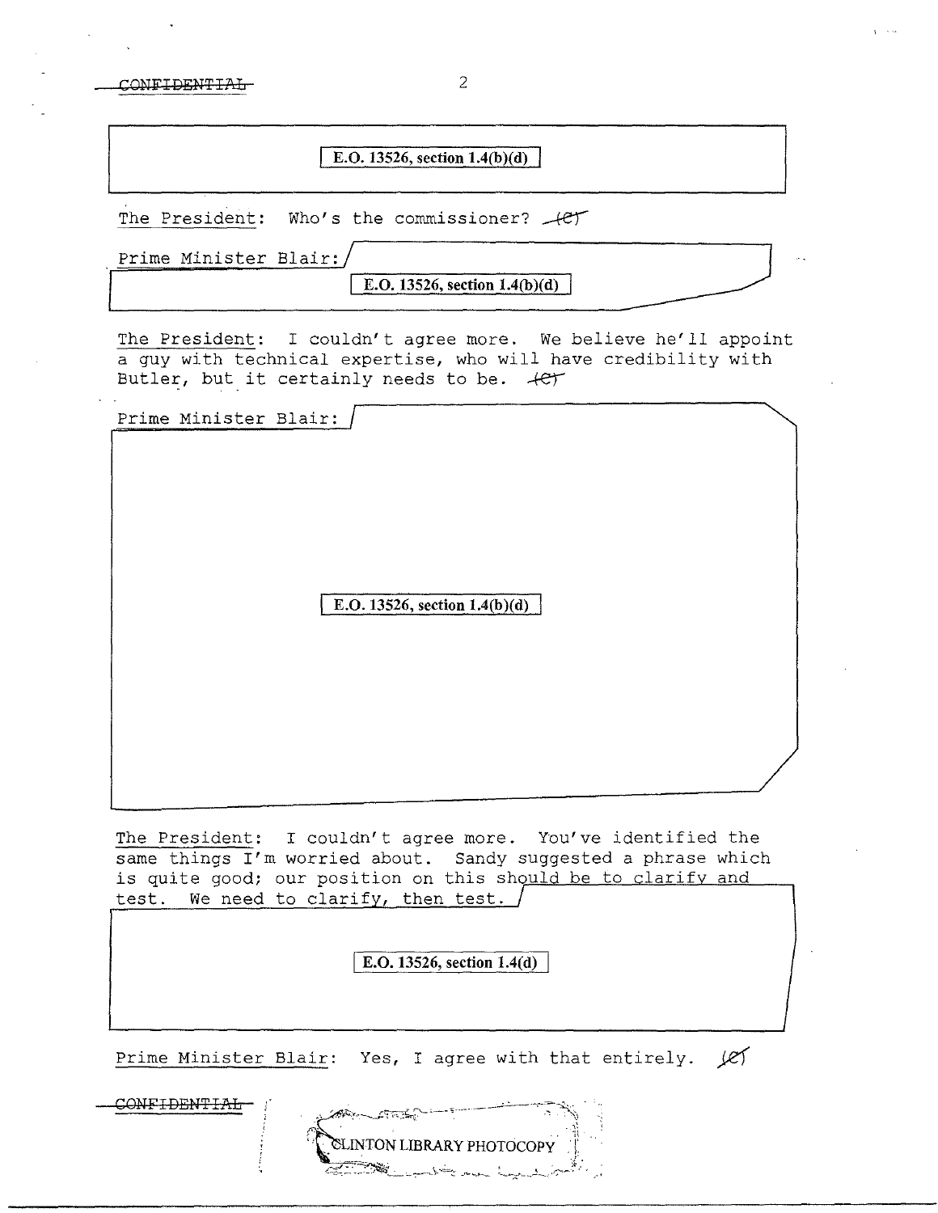CONFIDENTIAL

E.O. 13526, section 1.4(b)(d)

The President: Who's the commissioner? (C)

Prime Minister Blair:

E.O. 13526, section 1.4(b)(d)

The President: I couldn't agree more. We believe he'll appoint a guy with technical expertise, who will have credibility with Butler, but it certainly needs to be. (C)

Prime Minister Blair:

E.O. 13526, section 1.4(b)(d)

The President: I couldn't agree more. You've identified the same things I'm worried about. Sandy suggested a phrase which is quite good; our position on this should be to clarify and test. We need to clarify, then test.

E.O. 13526, section 1.4(d)

Prime Minister Blair: Yes, I agree with that entirely. (C)

CONFIDENTIAL

CLINTON LIBRARY PHOTOCOPY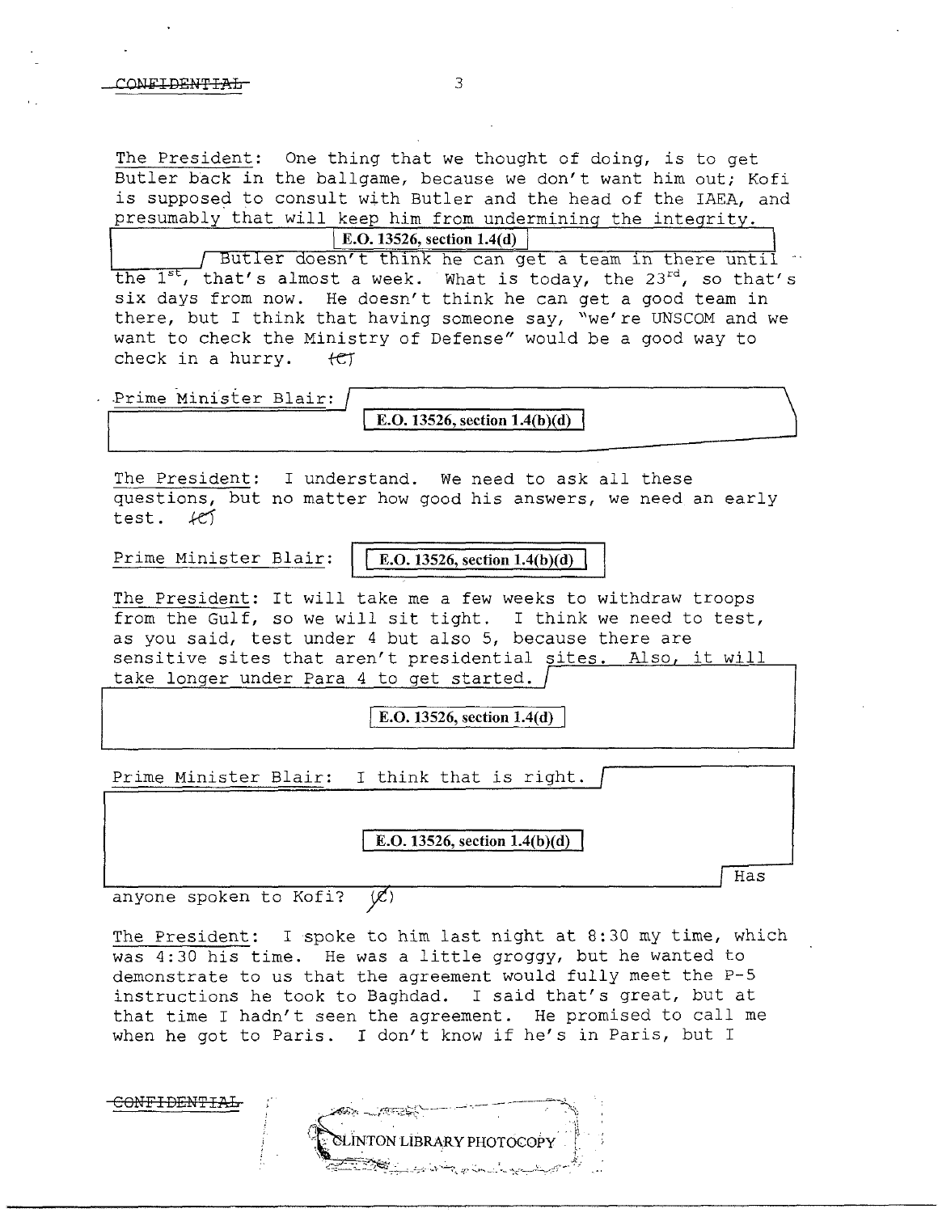The President: One thing that we thought of doing, is to get Butler back in the ballgame, because we don't want him out; Kofi is supposed to consult with Butler and the head of the IAEA, and presumably that will keep him from undermining the integrity.

E.O. 13526, section 1.4(d)

Butler doesn't think he can get a team in there until the 1st, that's almost a week. What is today, the 23rd, so that's six days from now. He doesn't think he can get a good team in there, but I think that having someone say, "we're UNSCOM and we want to check the Ministry of Defense" would be a good way to check in a hurry. (C)

Prime Minister Blair: E.O. 13526, section 1.4(b)(d)

The President: I understand. We need to ask all these questions, but no matter how good his answers, we need an early test. (C)

Prime Minister Blair: E.O. 13526, section 1.4(b)(d)

The President: It will take me a few weeks to withdraw troops from the Gulf, so we will sit tight. I think we need to test, as you said, test under 4 but also 5, because there are sensitive sites that aren't presidential sites. Also, it will take longer under Para 4 to get started.

E.O. 13526, section 1.4(d)

Prime Minister Blair: I think that is right.

E.O. 13526, section 1.4(b)(d)

Has anyone spoken to Kofi? (C)

The President: I spoke to him last night at 8:30 my time, which was 4:30 his time. He was a little groggy, but he wanted to demonstrate to us that the agreement would fully meet the P-5 instructions he took to Baghdad. I said that's great, but at that time I hadn't seen the agreement. He promised to call me when he got to Paris. I don't know if he's in Paris, but I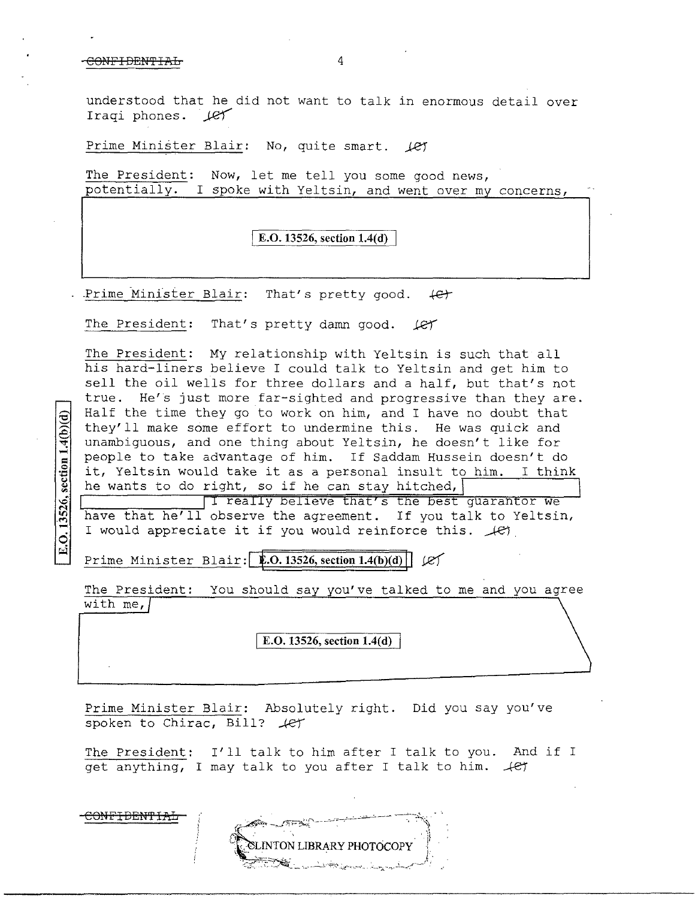understood that he did not want to talk in enormous detail over Iraqi phones. (C)

Prime Minister Blair: No, quite smart. (C)

The President: Now, let me tell you some good news, potentially. I spoke with Yeltsin, and went over my concerns,

E.O. 13526, section 1.4(d)

Prime Minister Blair: That's pretty good. (C)

The President: That's pretty damn good. (C)

The President: My relationship with Yeltsin is such that all his hard-liners believe I could talk to Yeltsin and get him to sell the oil wells for three dollars and a half, but that's not true. He's just more far-sighted and progressive than they are. Half the time they go to work on him, and I have no doubt that they'll make some effort to undermine this. He was quick and unambiguous, and one thing about Yeltsin, he doesn't like for people to take advantage of him. If Saddam Hussein doesn't do it, Yeltsin would take it as a personal insult to him. I think he wants to do right, so if he can stay hitched, [E.O. 13526, section 1.4(b)(d)] I really believe that's the best guarantor we have that he'll observe the agreement. If you talk to Yeltsin, I would appreciate it if you would reinforce this. (C)

Prime Minister Blair: E.O. 13526, section 1.4(b)(d) (C)

The President: You should say you've talked to me and you agree with me,

E.O. 13526, section 1.4(d)

Prime Minister Blair: Absolutely right. Did you say you've spoken to Chirac, Bill? (C)

The President: I'll talk to him after I talk to you. And if I get anything, I may talk to you after I talk to him. (C)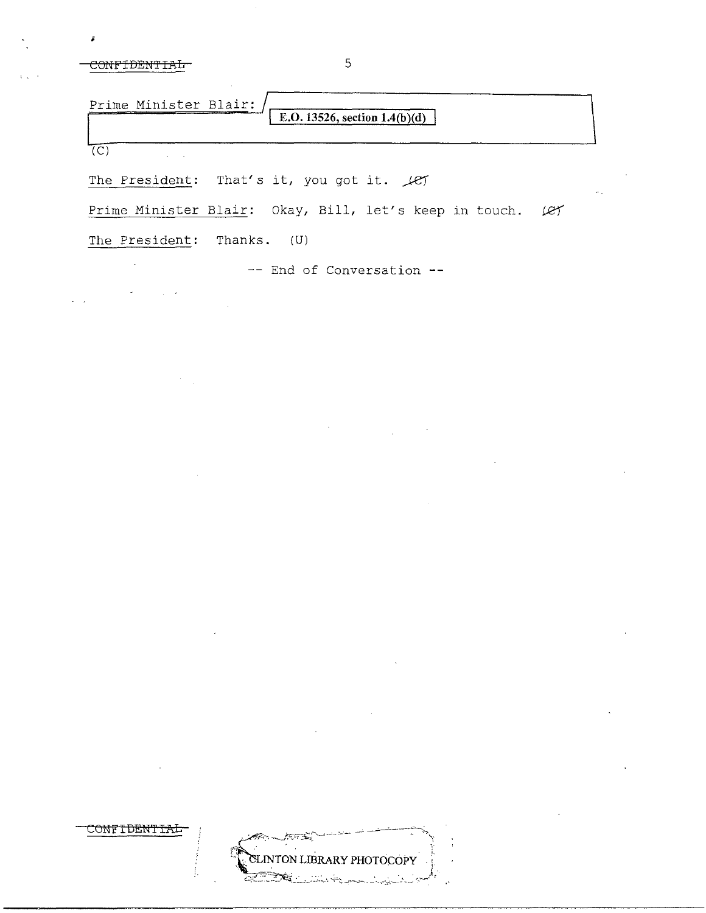Prime Minister Blair: [E.O. 13526, section 1.4(b)(d)]

(C)

The President: That's it, you got it. (C)

Prime Minister Blair: Okay, Bill, let's keep in touch. (C)

The President: Thanks. (U)

-- End of Conversation --

~~CONFIDENTIAL~~

CLINTON LIBRARY PHOTOCOPY